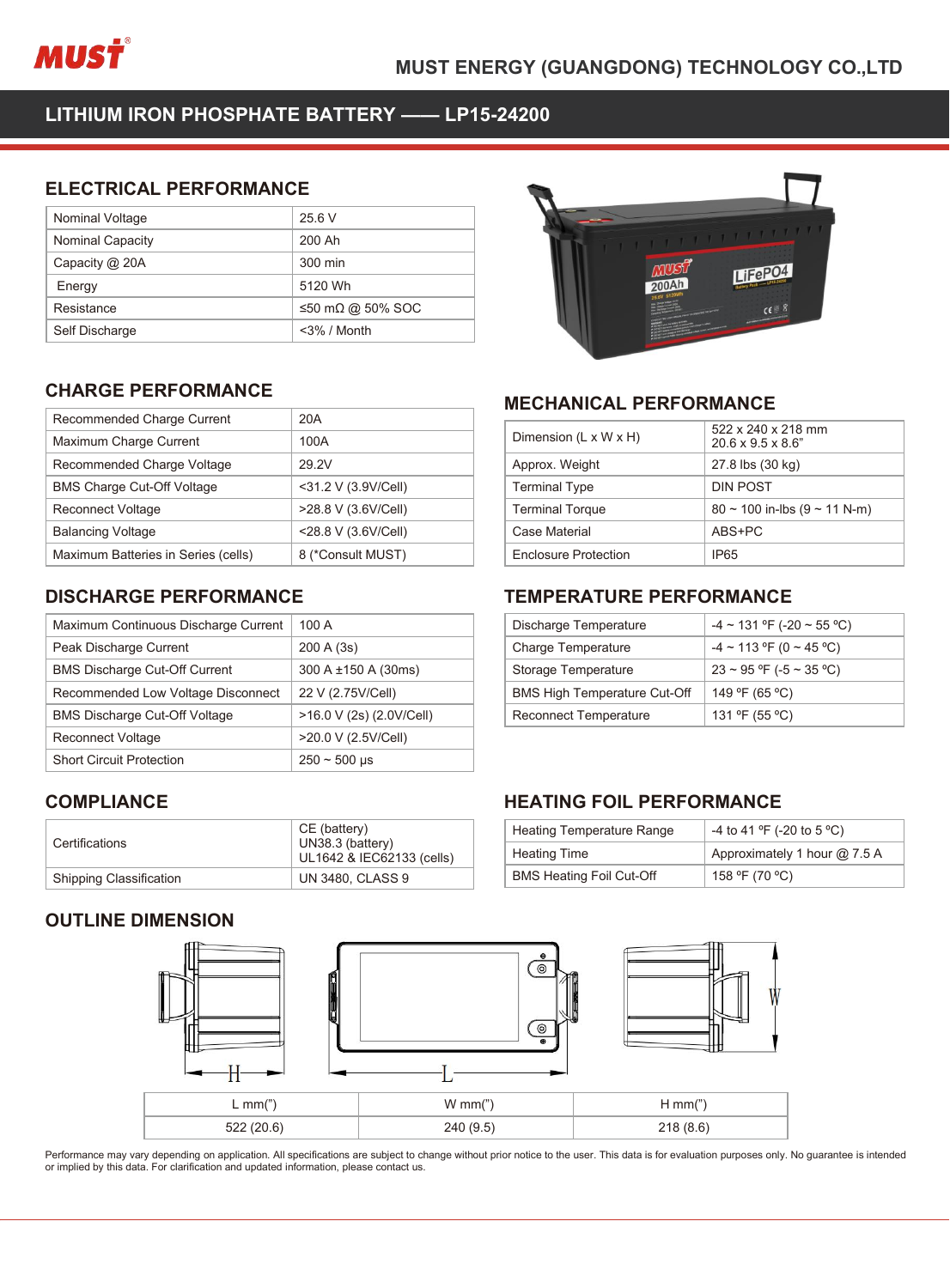MUST ENERGY (GUANGDONG) TECHNOLOGY CO.,LTD

# LITHIUM IRON PHOSPHATE BATTERY —— LP15-24200

## ELECTRICAL PERFORMANCE

| | |
|---|---|
| Nominal Voltage | 25.6 V |
| Nominal Capacity | 200 Ah |
| Capacity @ 20A | 300 min |
| Energy | 5120 Wh |
| Resistance | ≤50 mΩ @ 50% SOC |
| Self Discharge | <3% / Month |

## CHARGE PERFORMANCE

| | |
|---|---|
| Recommended Charge Current | 20A |
| Maximum Charge Current | 100A |
| Recommended Charge Voltage | 29.2V |
| BMS Charge Cut-Off Voltage | <31.2 V (3.9V/Cell) |
| Reconnect Voltage | >28.8 V (3.6V/Cell) |
| Balancing Voltage | <28.8 V (3.6V/Cell) |
| Maximum Batteries in Series (cells) | 8 (*Consult MUST) |

## MECHANICAL PERFORMANCE

| | |
|---|---|
| Dimension (L x W x H) | 522 x 240 x 218 mm<br>20.6 x 9.5 x 8.6" |
| Approx. Weight | 27.8 lbs (30 kg) |
| Terminal Type | DIN POST |
| Terminal Torque | 80 ~ 100 in-lbs (9 ~ 11 N-m) |
| Case Material | ABS+PC |
| Enclosure Protection | IP65 |

## DISCHARGE PERFORMANCE

| | |
|---|---|
| Maximum Continuous Discharge Current | 100 A |
| Peak Discharge Current | 200 A (3s) |
| BMS Discharge Cut-Off Current | 300 A ±150 A (30ms) |
| Recommended Low Voltage Disconnect | 22 V (2.75V/Cell) |
| BMS Discharge Cut-Off Voltage | >16.0 V (2s) (2.0V/Cell) |
| Reconnect Voltage | >20.0 V (2.5V/Cell) |
| Short Circuit Protection | 250 ~ 500 μs |

## TEMPERATURE PERFORMANCE

| | |
|---|---|
| Discharge Temperature | -4 ~ 131 ºF (-20 ~ 55 ºC) |
| Charge Temperature | -4 ~ 113 ºF (0 ~ 45 ºC) |
| Storage Temperature | 23 ~ 95 ºF (-5 ~ 35 ºC) |
| BMS High Temperature Cut-Off | 149 ºF (65 ºC) |
| Reconnect Temperature | 131 ºF (55 ºC) |

## COMPLIANCE

| | |
|---|---|
| Certifications | CE (battery)<br>UN38.3 (battery)<br>UL1642 & IEC62133 (cells) |
| Shipping Classification | UN 3480, CLASS 9 |

## HEATING FOIL PERFORMANCE

| | |
|---|---|
| Heating Temperature Range | -4 to 41 ºF (-20 to 5 ºC) |
| Heating Time | Approximately 1 hour @ 7.5 A |
| BMS Heating Foil Cut-Off | 158 ºF (70 ºC) |

## OUTLINE DIMENSION

| L mm(") | W mm(") | H mm(") |
|---|---|---|
| 522 (20.6) | 240 (9.5) | 218 (8.6) |

Performance may vary depending on application. All specifications are subject to change without prior notice to the user. This data is for evaluation purposes only. No guarantee is intended or implied by this data. For clarification and updated information, please contact us.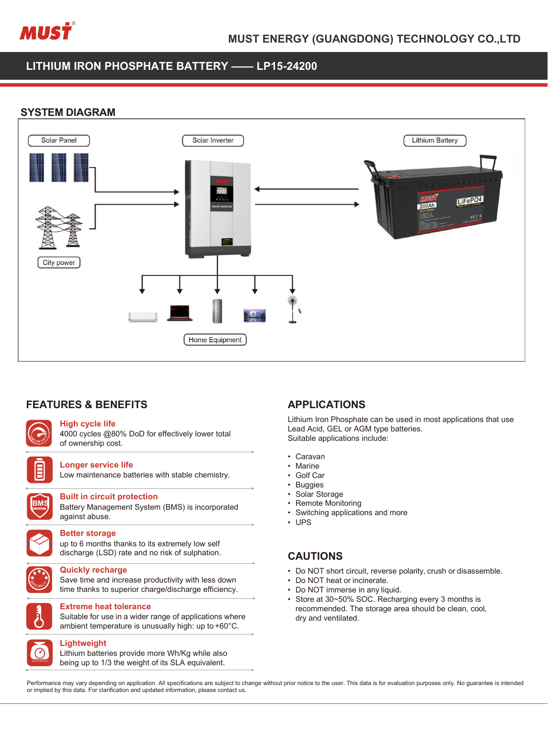MUST ENERGY (GUANGDONG) TECHNOLOGY CO.,LTD

# LITHIUM IRON PHOSPHATE BATTERY —— LP15-24200

## SYSTEM DIAGRAM

Solar Panel

Solar Inverter

Lithium Battery

City power

Home Equipment

## FEATURES & BENEFITS

**High cycle life**
4000 cycles @80% DoD for effectively lower total of ownership cost.

**Longer service life**
Low maintenance batteries with stable chemistry.

**Built in circuit protection**
Battery Management System (BMS) is incorporated against abuse.

**Better storage**
up to 6 months thanks to its extremely low self discharge (LSD) rate and no risk of sulphation.

**Quickly recharge**
Save time and increase productivity with less down time thanks to superior charge/discharge efficiency.

**Extreme heat tolerance**
Suitable for use in a wider range of applications where ambient temperature is unusually high: up to +60°C.

**Lightweight**
Lithium batteries provide more Wh/Kg while also being up to 1/3 the weight of its SLA equivalent.

## APPLICATIONS

Lithium Iron Phosphate can be used in most applications that use Lead Acid, GEL or AGM type batteries.
Suitable applications include:

- Caravan
- Marine
- Golf Car
- Buggies
- Solar Storage
- Remote Monitoring
- Switching applications and more
- UPS

## CAUTIONS

- Do NOT short circuit, reverse polarity, crush or disassemble.
- Do NOT heat or incinerate.
- Do NOT immerse in any liquid.
- Store at 30~50% SOC. Recharging every 3 months is recommended. The storage area should be clean, cool, dry and ventilated.

Performance may vary depending on application. All specifications are subject to change without prior notice to the user. This data is for evaluation purposes only. No guarantee is intended or implied by this data. For clarification and updated information, please contact us.